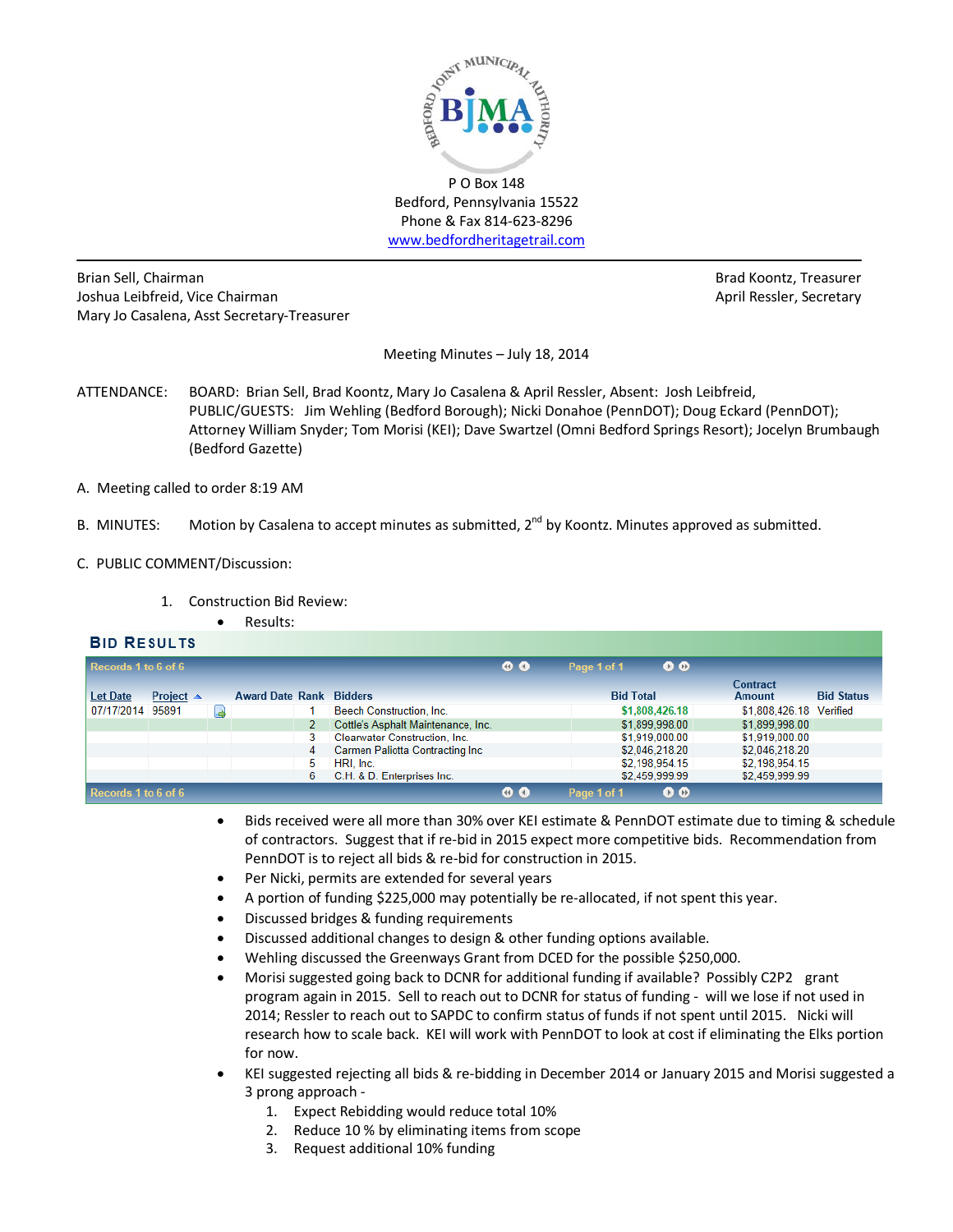BEDFORD JOINT MUNICIPAL AUTHORITY

BJMA

P O Box 148
Bedford, Pennsylvania 15522
Phone & Fax 814-623-8296
www.bedfordheritagetrail.com

Brian Sell, Chairman
Joshua Leibfreid, Vice Chairman
Mary Jo Casalena, Asst Secretary-Treasurer

Brad Koontz, Treasurer
April Ressler, Secretary

Meeting Minutes – July 18, 2014

ATTENDANCE: BOARD: Brian Sell, Brad Koontz, Mary Jo Casalena & April Ressler, Absent: Josh Leibfreid, PUBLIC/GUESTS: Jim Wehling (Bedford Borough); Nicki Donahoe (PennDOT); Doug Eckard (PennDOT); Attorney William Snyder; Tom Morisi (KEI); Dave Swartzel (Omni Bedford Springs Resort); Jocelyn Brumbaugh (Bedford Gazette)

A. Meeting called to order 8:19 AM

B. MINUTES: Motion by Casalena to accept minutes as submitted, 2nd by Koontz. Minutes approved as submitted.

C. PUBLIC COMMENT/Discussion:

1. Construction Bid Review:
   - Results:

**BID RESULTS**

Records 1 to 6 of 6 — Page 1 of 1

| Let Date | Project | | Award Date | Rank | Bidders | Bid Total | Contract Amount | Bid Status |
|---|---|---|---|---|---|---|---|---|
| 07/17/2014 | 95891 | | | 1 | Beech Construction, Inc. | $1,808,426.18 | $1,808,426.18 | Verified |
| | | | | 2 | Cottle's Asphalt Maintenance, Inc. | $1,899,998.00 | $1,899,998.00 | |
| | | | | 3 | Clearwater Construction, Inc. | $1,919,000.00 | $1,919,000.00 | |
| | | | | 4 | Carmen Paliotta Contracting Inc | $2,046,218.20 | $2,046,218.20 | |
| | | | | 5 | HRI, Inc. | $2,198,954.15 | $2,198,954.15 | |
| | | | | 6 | C.H. & D. Enterprises Inc. | $2,459,999.99 | $2,459,999.99 | |

Records 1 to 6 of 6 — Page 1 of 1

- Bids received were all more than 30% over KEI estimate & PennDOT estimate due to timing & schedule of contractors. Suggest that if re-bid in 2015 expect more competitive bids. Recommendation from PennDOT is to reject all bids & re-bid for construction in 2015.
- Per Nicki, permits are extended for several years
- A portion of funding $225,000 may potentially be re-allocated, if not spent this year.
- Discussed bridges & funding requirements
- Discussed additional changes to design & other funding options available.
- Wehling discussed the Greenways Grant from DCED for the possible $250,000.
- Morisi suggested going back to DCNR for additional funding if available? Possibly C2P2 grant program again in 2015. Sell to reach out to DCNR for status of funding - will we lose if not used in 2014; Ressler to reach out to SAPDC to confirm status of funds if not spent until 2015. Nicki will research how to scale back. KEI will work with PennDOT to look at cost if eliminating the Elks portion for now.
- KEI suggested rejecting all bids & re-bidding in December 2014 or January 2015 and Morisi suggested a 3 prong approach -
  1. Expect Rebidding would reduce total 10%
  2. Reduce 10 % by eliminating items from scope
  3. Request additional 10% funding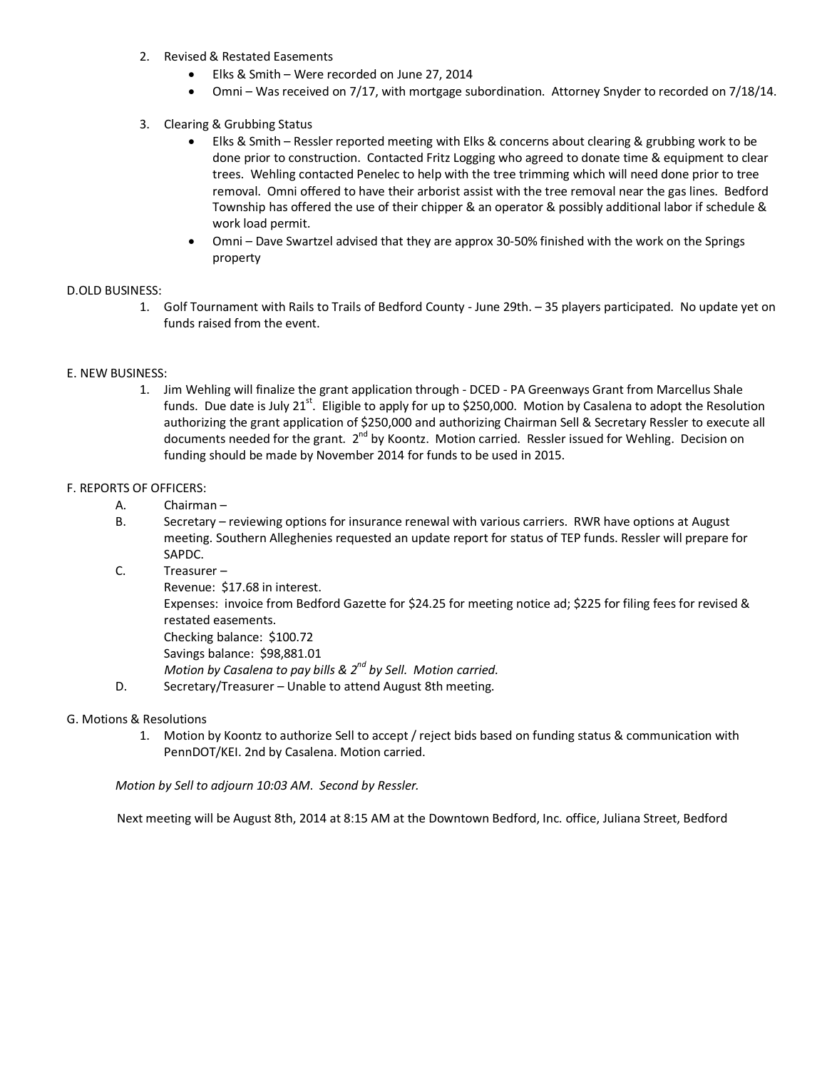2. Revised & Restated Easements
   - Elks & Smith – Were recorded on June 27, 2014
   - Omni – Was received on 7/17, with mortgage subordination. Attorney Snyder to recorded on 7/18/14.

3. Clearing & Grubbing Status
   - Elks & Smith – Ressler reported meeting with Elks & concerns about clearing & grubbing work to be done prior to construction. Contacted Fritz Logging who agreed to donate time & equipment to clear trees. Wehling contacted Penelec to help with the tree trimming which will need done prior to tree removal. Omni offered to have their arborist assist with the tree removal near the gas lines. Bedford Township has offered the use of their chipper & an operator & possibly additional labor if schedule & work load permit.
   - Omni – Dave Swartzel advised that they are approx 30-50% finished with the work on the Springs property

D.OLD BUSINESS:

1. Golf Tournament with Rails to Trails of Bedford County - June 29th. – 35 players participated. No update yet on funds raised from the event.

E. NEW BUSINESS:

1. Jim Wehling will finalize the grant application through - DCED - PA Greenways Grant from Marcellus Shale funds. Due date is July 21st. Eligible to apply for up to $250,000. Motion by Casalena to adopt the Resolution authorizing the grant application of $250,000 and authorizing Chairman Sell & Secretary Ressler to execute all documents needed for the grant. 2nd by Koontz. Motion carried. Ressler issued for Wehling. Decision on funding should be made by November 2014 for funds to be used in 2015.

F. REPORTS OF OFFICERS:

A. Chairman –

B. Secretary – reviewing options for insurance renewal with various carriers. RWR have options at August meeting. Southern Alleghenies requested an update report for status of TEP funds. Ressler will prepare for SAPDC.

C. Treasurer –
Revenue: $17.68 in interest.
Expenses: invoice from Bedford Gazette for $24.25 for meeting notice ad; $225 for filing fees for revised & restated easements.
Checking balance: $100.72
Savings balance: $98,881.01
*Motion by Casalena to pay bills & 2nd by Sell. Motion carried.*

D. Secretary/Treasurer – Unable to attend August 8th meeting.

G. Motions & Resolutions

1. Motion by Koontz to authorize Sell to accept / reject bids based on funding status & communication with PennDOT/KEI. 2nd by Casalena. Motion carried.

*Motion by Sell to adjourn 10:03 AM. Second by Ressler.*

Next meeting will be August 8th, 2014 at 8:15 AM at the Downtown Bedford, Inc. office, Juliana Street, Bedford